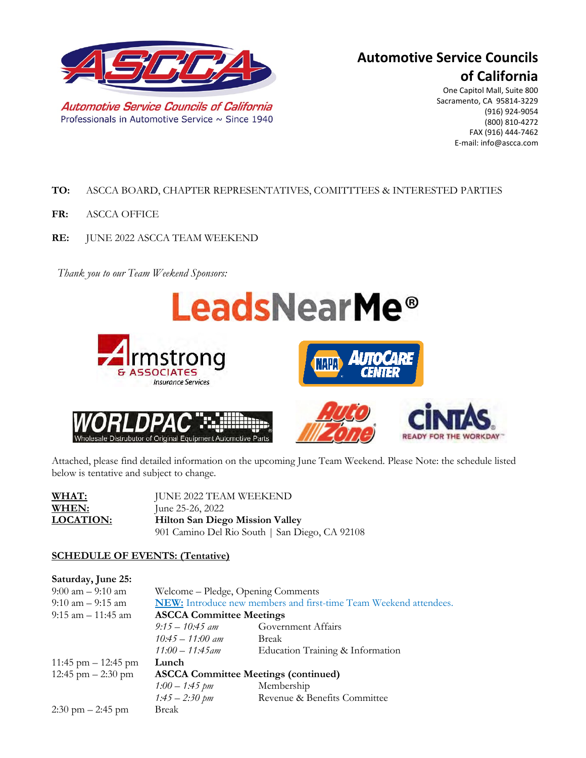Automotive Service Councils of California
Professionals in Automotive Service ~ Since 1940

**Automotive Service Councils of California**
One Capitol Mall, Suite 800
Sacramento, CA 95814-3229
(916) 924-9054
(800) 810-4272
FAX (916) 444-7462
E-mail: info@ascca.com

**TO:** ASCCA BOARD, CHAPTER REPRESENTATIVES, COMITTTEES & INTERESTED PARTIES

**FR:** ASCCA OFFICE

**RE:** JUNE 2022 ASCCA TEAM WEEKEND

*Thank you to our Team Weekend Sponsors:*

LeadsNearMe®

Armstrong & Associates Insurance Services

NAPA AutoCare Center

WORLDPAC Wholesale Distrubutor of Original Equipment Automotive Parts

AutoZone

Cintas Ready for the Workday

Attached, please find detailed information on the upcoming June Team Weekend. Please Note: the schedule listed below is tentative and subject to change.

**WHAT:** JUNE 2022 TEAM WEEKEND
**WHEN:** June 25-26, 2022
**LOCATION:** **Hilton San Diego Mission Valley**
901 Camino Del Rio South | San Diego, CA 92108

**SCHEDULE OF EVENTS: (Tentative)**

**Saturday, June 25:**

| | | |
|---|---|---|
| 9:00 am – 9:10 am | Welcome – Pledge, Opening Comments | |
| 9:10 am – 9:15 am | **NEW:** Introduce new members and first-time Team Weekend attendees. | |
| 9:15 am – 11:45 am | **ASCCA Committee Meetings** | |
| | *9:15 – 10:45 am* | Government Affairs |
| | *10:45 – 11:00 am* | Break |
| | *11:00 – 11:45am* | Education Training & Information |
| 11:45 pm – 12:45 pm | **Lunch** | |
| 12:45 pm – 2:30 pm | **ASCCA Committee Meetings (continued)** | |
| | *1:00 – 1:45 pm* | Membership |
| | *1:45 – 2:30 pm* | Revenue & Benefits Committee |
| 2:30 pm – 2:45 pm | Break | |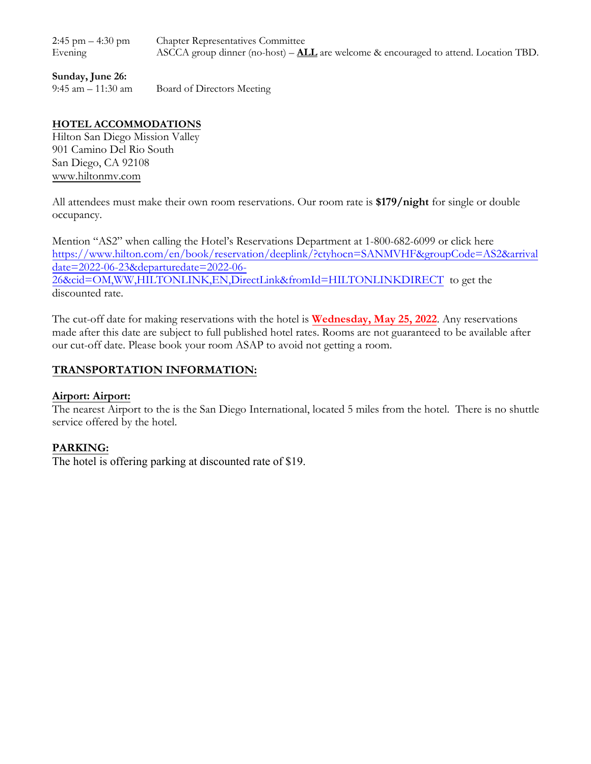| | |
|---|---|
| 2:45 pm – 4:30 pm | Chapter Representatives Committee |
| Evening | ASCCA group dinner (no-host) – **ALL** are welcome & encouraged to attend. Location TBD. |

**Sunday, June 26:**

| | |
|---|---|
| 9:45 am – 11:30 am | Board of Directors Meeting |

## HOTEL ACCOMMODATIONS

Hilton San Diego Mission Valley
901 Camino Del Rio South
San Diego, CA 92108
www.hiltonmv.com

All attendees must make their own room reservations. Our room rate is **$179/night** for single or double occupancy.

Mention "AS2" when calling the Hotel's Reservations Department at 1-800-682-6099 or click here https://www.hilton.com/en/book/reservation/deeplink/?ctyhocn=SANMVHF&groupCode=AS2&arrivaldate=2022-06-23&departuredate=2022-06-26&cid=OM,WW,HILTONLINK,EN,DirectLink&fromId=HILTONLINKDIRECT to get the discounted rate.

The cut-off date for making reservations with the hotel is **Wednesday, May 25, 2022**. Any reservations made after this date are subject to full published hotel rates. Rooms are not guaranteed to be available after our cut-off date. Please book your room ASAP to avoid not getting a room.

## TRANSPORTATION INFORMATION:

### Airport: Airport:

The nearest Airport to the is the San Diego International, located 5 miles from the hotel. There is no shuttle service offered by the hotel.

## PARKING:

The hotel is offering parking at discounted rate of $19.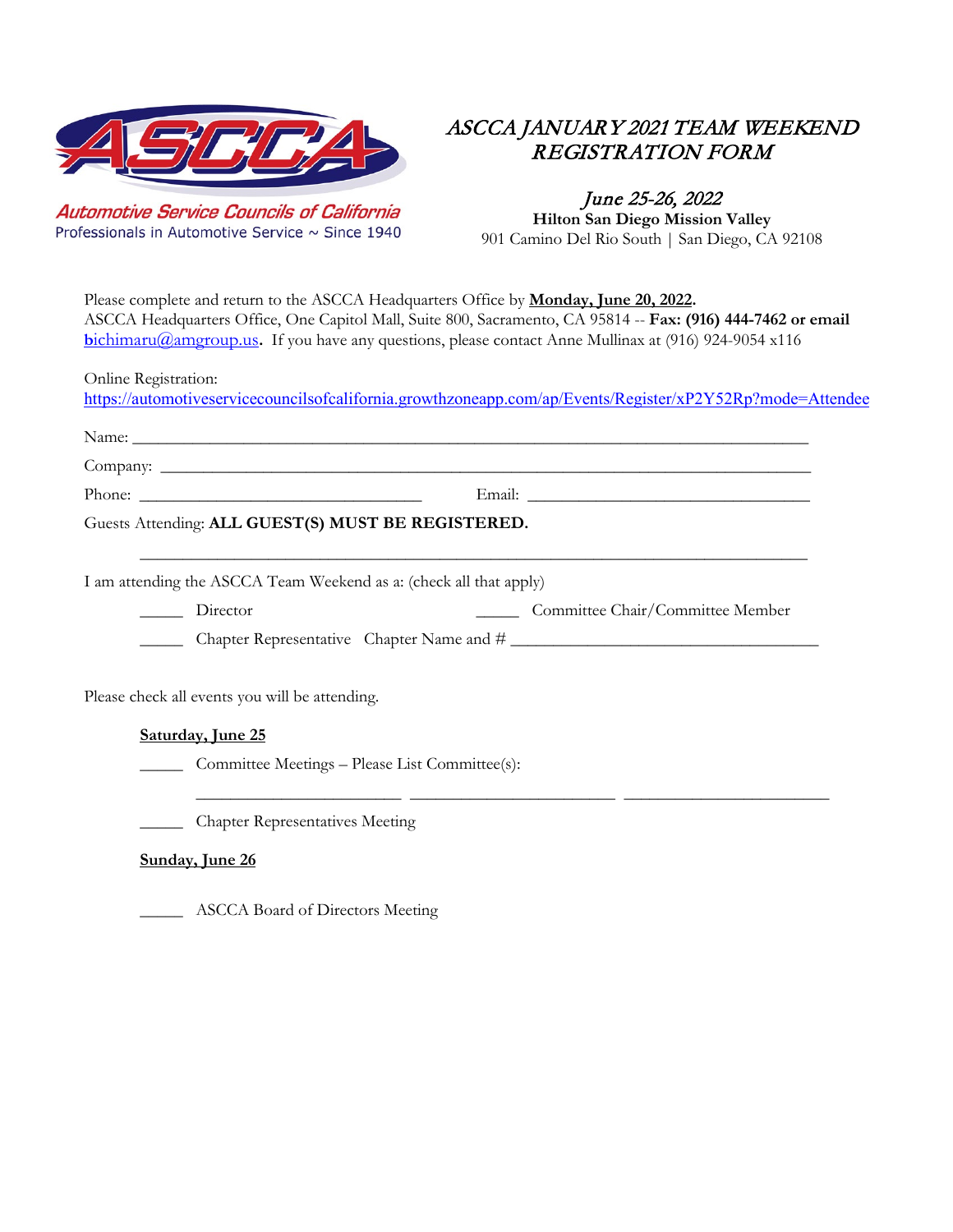ASCCA

**Automotive Service Councils of California**

Professionals in Automotive Service ~ Since 1940

# *ASCCA JANUARY 2021 TEAM WEEKEND REGISTRATION FORM*

*June 25-26, 2022*

**Hilton San Diego Mission Valley**

901 Camino Del Rio South | San Diego, CA 92108

Please complete and return to the ASCCA Headquarters Office by **Monday, June 20, 2022.**
ASCCA Headquarters Office, One Capitol Mall, Suite 800, Sacramento, CA 95814 -- **Fax: (916) 444-7462 or email** bichimaru@amgroup.us**.** If you have any questions, please contact Anne Mullinax at (916) 924-9054 x116

Online Registration:
https://automotiveservicecouncilsofcalifornia.growthzoneapp.com/ap/Events/Register/xP2Y52Rp?mode=Attendee

Name: ______________________________________________________________________________

Company: ___________________________________________________________________________

Phone: _________________________________ Email: _________________________________

Guests Attending: **ALL GUEST(S) MUST BE REGISTERED.**

______________________________________________________________________________

I am attending the ASCCA Team Weekend as a: (check all that apply)

_____ Director _____ Committee Chair/Committee Member

_____ Chapter Representative Chapter Name and # ____________________________________

Please check all events you will be attending.

**Saturday, June 25**

_____ Committee Meetings – Please List Committee(s):

________________________ ________________________ ________________________

_____ Chapter Representatives Meeting

**Sunday, June 26**

_____ ASCCA Board of Directors Meeting